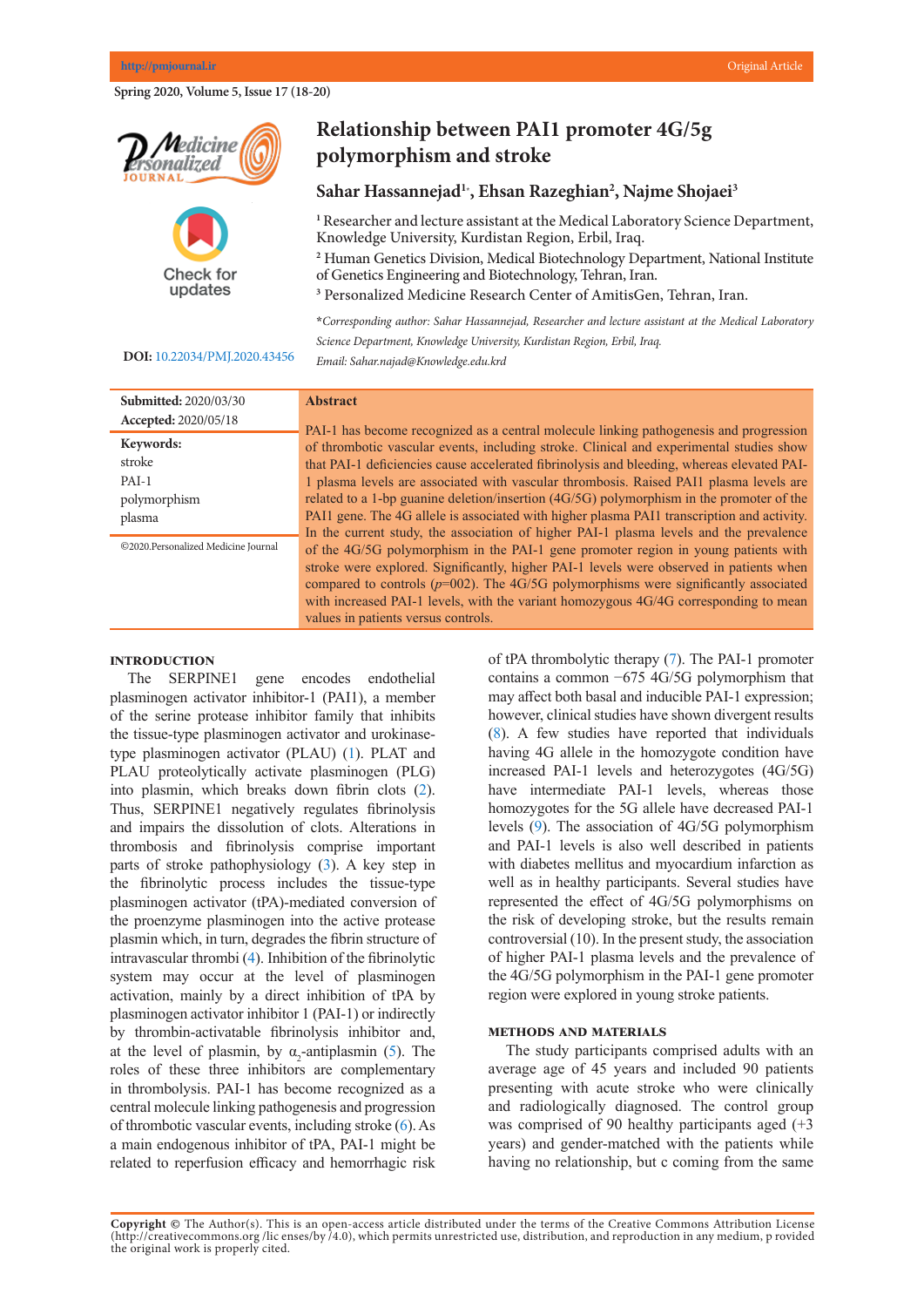Original Article

# Relationship between PAI1 promoter 4G/5g polymorphism and stroke

**Sahar Hassannejad[1*], Ehsan Razeghian[2], Najme Shojaei[3]**

[1] Researcher and lecture assistant at the Medical Laboratory Science Department, Knowledge University, Kurdistan Region, Erbil, Iraq.

[2] Human Genetics Division, Medical Biotechnology Department, National Institute of Genetics Engineering and Biotechnology, Tehran, Iran.

[3] Personalized Medicine Research Center of AmitisGen, Tehran, Iran.

*Corresponding author: Sahar Hassannejad, Researcher and lecture assistant at the Medical Laboratory Science Department, Knowledge University, Kurdistan Region, Erbil, Iraq. Email: Sahar.najad@Knowledge.edu.krd*

**DOI:** 10.22034/PMJ.2020.43456

**Submitted:** 2020/03/30
**Accepted:** 2020/05/18

**Keywords:**
stroke
PAI-1
polymorphism
plasma

©2020.Personalized Medicine Journal

## Abstract

PAI-1 has become recognized as a central molecule linking pathogenesis and progression of thrombotic vascular events, including stroke. Clinical and experimental studies show that PAI-1 deficiencies cause accelerated fibrinolysis and bleeding, whereas elevated PAI-1 plasma levels are associated with vascular thrombosis. Raised PAI1 plasma levels are related to a 1-bp guanine deletion/insertion (4G/5G) polymorphism in the promoter of the PAI1 gene. The 4G allele is associated with higher plasma PAI1 transcription and activity. In the current study, the association of higher PAI-1 plasma levels and the prevalence of the 4G/5G polymorphism in the PAI-1 gene promoter region in young patients with stroke were explored. Significantly, higher PAI-1 levels were observed in patients when compared to controls (*p*=002). The 4G/5G polymorphisms were significantly associated with increased PAI-1 levels, with the variant homozygous 4G/4G corresponding to mean values in patients versus controls.

## INTRODUCTION

The SERPINE1 gene encodes endothelial plasminogen activator inhibitor-1 (PAI1), a member of the serine protease inhibitor family that inhibits the tissue-type plasminogen activator and urokinase-type plasminogen activator (PLAU) (1). PLAT and PLAU proteolytically activate plasminogen (PLG) into plasmin, which breaks down fibrin clots (2). Thus, SERPINE1 negatively regulates fibrinolysis and impairs the dissolution of clots. Alterations in thrombosis and fibrinolysis comprise important parts of stroke pathophysiology (3). A key step in the fibrinolytic process includes the tissue-type plasminogen activator (tPA)-mediated conversion of the proenzyme plasminogen into the active protease plasmin which, in turn, degrades the fibrin structure of intravascular thrombi (4). Inhibition of the fibrinolytic system may occur at the level of plasminogen activation, mainly by a direct inhibition of tPA by plasminogen activator inhibitor 1 (PAI-1) or indirectly by thrombin-activatable fibrinolysis inhibitor and, at the level of plasmin, by $\alpha_2$-antiplasmin (5). The roles of these three inhibitors are complementary in thrombolysis. PAI-1 has become recognized as a central molecule linking pathogenesis and progression of thrombotic vascular events, including stroke (6). As a main endogenous inhibitor of tPA, PAI-1 might be related to reperfusion efficacy and hemorrhagic risk of tPA thrombolytic therapy (7). The PAI-1 promoter contains a common −675 4G/5G polymorphism that may affect both basal and inducible PAI-1 expression; however, clinical studies have shown divergent results (8). A few studies have reported that individuals having 4G allele in the homozygote condition have increased PAI-1 levels and heterozygotes (4G/5G) have intermediate PAI-1 levels, whereas those homozygotes for the 5G allele have decreased PAI-1 levels (9). The association of 4G/5G polymorphism and PAI-1 levels is also well described in patients with diabetes mellitus and myocardium infarction as well as in healthy participants. Several studies have represented the effect of 4G/5G polymorphisms on the risk of developing stroke, but the results remain controversial (10). In the present study, the association of higher PAI-1 plasma levels and the prevalence of the 4G/5G polymorphism in the PAI-1 gene promoter region were explored in young stroke patients.

## METHODS AND MATERIALS

The study participants comprised adults with an average age of 45 years and included 90 patients presenting with acute stroke who were clinically and radiologically diagnosed. The control group was comprised of 90 healthy participants aged (+3 years) and gender-matched with the patients while having no relationship, but c coming from the same

**Copyright ©** The Author(s). This is an open-access article distributed under the terms of the Creative Commons Attribution License (http://creativecommons.org /lic enses/by /4.0), which permits unrestricted use, distribution, and reproduction in any medium, p rovided the original work is properly cited.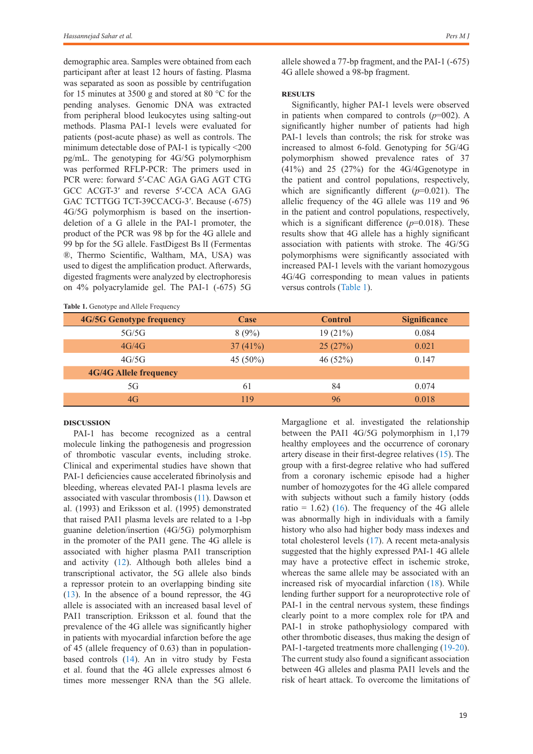demographic area. Samples were obtained from each participant after at least 12 hours of fasting. Plasma was separated as soon as possible by centrifugation for 15 minutes at 3500 g and stored at 80 °C for the pending analyses. Genomic DNA was extracted from peripheral blood leukocytes using salting-out methods. Plasma PAI-1 levels were evaluated for patients (post-acute phase) as well as controls. The minimum detectable dose of PAI-1 is typically <200 pg/mL. The genotyping for 4G/5G polymorphism was performed RFLP-PCR: The primers used in PCR were: forward 5′-CAC AGA GAG AGT CTG GCC ACGT-3′ and reverse 5′-CCA ACA GAG GAC TCTTGG TCT-39CCACG-3′. Because (-675) 4G/5G polymorphism is based on the insertion-deletion of a G allele in the PAI-1 promoter, the product of the PCR was 98 bp for the 4G allele and 99 bp for the 5G allele. FastDigest Bs II (Fermentas ®, Thermo Scientific, Waltham, MA, USA) was used to digest the amplification product. Afterwards, digested fragments were analyzed by electrophoresis on 4% polyacrylamide gel. The PAI-1 (-675) 5G allele showed a 77-bp fragment, and the PAI-1 (-675) 4G allele showed a 98-bp fragment.

## RESULTS

Significantly, higher PAI-1 levels were observed in patients when compared to controls ($p$=002). A significantly higher number of patients had high PAI-1 levels than controls; the risk for stroke was increased to almost 6-fold. Genotyping for 5G/4G polymorphism showed prevalence rates of 37 (41%) and 25 (27%) for the 4G/4Ggenotype in the patient and control populations, respectively, which are significantly different ($p$=0.021). The allelic frequency of the 4G allele was 119 and 96 in the patient and control populations, respectively, which is a significant difference ($p$=0.018). These results show that 4G allele has a highly significant association with patients with stroke. The 4G/5G polymorphisms were significantly associated with increased PAI-1 levels with the variant homozygous 4G/4G corresponding to mean values in patients versus controls (Table 1).

**Table 1.** Genotype and Allele Frequency

| 4G/5G Genotype frequency | Case | Control | Significance |
|---|---|---|---|
| 5G/5G | 8 (9%) | 19 (21%) | 0.084 |
| 4G/4G | 37 (41%) | 25 (27%) | 0.021 |
| 4G/5G | 45 (50%) | 46 (52%) | 0.147 |
| **4G/4G Allele frequency** | | | |
| 5G | 61 | 84 | 0.074 |
| 4G | 119 | 96 | 0.018 |

## DISCUSSION

PAI-1 has become recognized as a central molecule linking the pathogenesis and progression of thrombotic vascular events, including stroke. Clinical and experimental studies have shown that PAI-1 deficiencies cause accelerated fibrinolysis and bleeding, whereas elevated PAI-1 plasma levels are associated with vascular thrombosis (11). Dawson et al. (1993) and Eriksson et al. (1995) demonstrated that raised PAI1 plasma levels are related to a 1-bp guanine deletion/insertion (4G/5G) polymorphism in the promoter of the PAI1 gene. The 4G allele is associated with higher plasma PAI1 transcription and activity (12). Although both alleles bind a transcriptional activator, the 5G allele also binds a repressor protein to an overlapping binding site (13). In the absence of a bound repressor, the 4G allele is associated with an increased basal level of PAI1 transcription. Eriksson et al. found that the prevalence of the 4G allele was significantly higher in patients with myocardial infarction before the age of 45 (allele frequency of 0.63) than in population-based controls (14). An in vitro study by Festa et al. found that the 4G allele expresses almost 6 times more messenger RNA than the 5G allele. Margaglione et al. investigated the relationship between the PAI1 4G/5G polymorphism in 1,179 healthy employees and the occurrence of coronary artery disease in their first-degree relatives (15). The group with a first-degree relative who had suffered from a coronary ischemic episode had a higher number of homozygotes for the 4G allele compared with subjects without such a family history (odds ratio = 1.62) (16). The frequency of the 4G allele was abnormally high in individuals with a family history who also had higher body mass indexes and total cholesterol levels (17). A recent meta-analysis suggested that the highly expressed PAI-1 4G allele may have a protective effect in ischemic stroke, whereas the same allele may be associated with an increased risk of myocardial infarction (18). While lending further support for a neuroprotective role of PAI-1 in the central nervous system, these findings clearly point to a more complex role for tPA and PAI-1 in stroke pathophysiology compared with other thrombotic diseases, thus making the design of PAI-1-targeted treatments more challenging (19-20). The current study also found a significant association between 4G alleles and plasma PAI1 levels and the risk of heart attack. To overcome the limitations of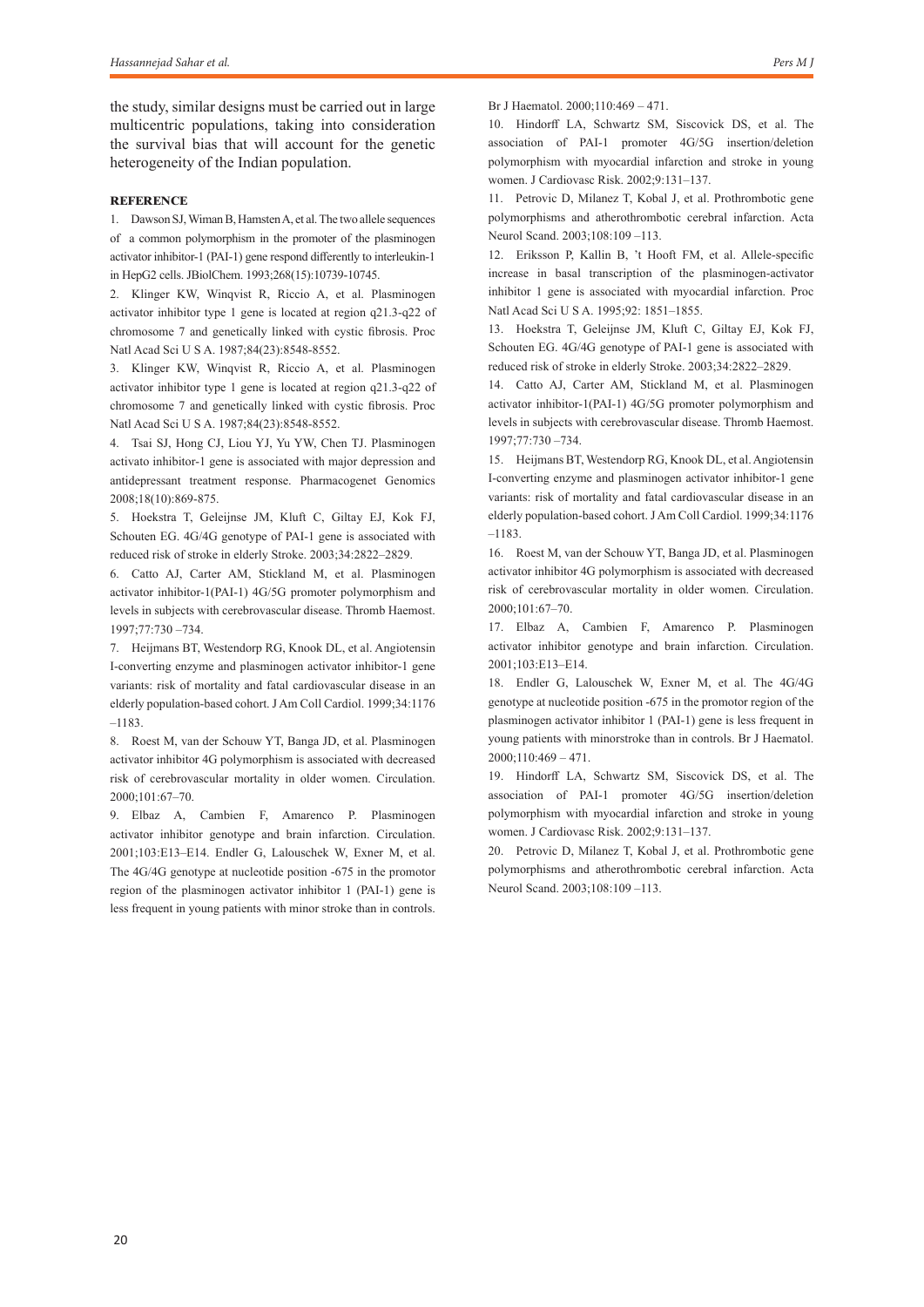the study, similar designs must be carried out in large multicentric populations, taking into consideration the survival bias that will account for the genetic heterogeneity of the Indian population.

## REFERENCE

1. Dawson SJ, Wiman B, Hamsten A, et al. The two allele sequences of a common polymorphism in the promoter of the plasminogen activator inhibitor-1 (PAI-1) gene respond differently to interleukin-1 in HepG2 cells. JBiolChem. 1993;268(15):10739-10745.
2. Klinger KW, Winqvist R, Riccio A, et al. Plasminogen activator inhibitor type 1 gene is located at region q21.3-q22 of chromosome 7 and genetically linked with cystic fibrosis. Proc Natl Acad Sci U S A. 1987;84(23):8548-8552.
3. Klinger KW, Winqvist R, Riccio A, et al. Plasminogen activator inhibitor type 1 gene is located at region q21.3-q22 of chromosome 7 and genetically linked with cystic fibrosis. Proc Natl Acad Sci U S A. 1987;84(23):8548-8552.
4. Tsai SJ, Hong CJ, Liou YJ, Yu YW, Chen TJ. Plasminogen activato inhibitor-1 gene is associated with major depression and antidepressant treatment response. Pharmacogenet Genomics 2008;18(10):869-875.
5. Hoekstra T, Geleijnse JM, Kluft C, Giltay EJ, Kok FJ, Schouten EG. 4G/4G genotype of PAI-1 gene is associated with reduced risk of stroke in elderly Stroke. 2003;34:2822–2829.
6. Catto AJ, Carter AM, Stickland M, et al. Plasminogen activator inhibitor-1(PAI-1) 4G/5G promoter polymorphism and levels in subjects with cerebrovascular disease. Thromb Haemost. 1997;77:730 –734.
7. Heijmans BT, Westendorp RG, Knook DL, et al. Angiotensin I-converting enzyme and plasminogen activator inhibitor-1 gene variants: risk of mortality and fatal cardiovascular disease in an elderly population-based cohort. J Am Coll Cardiol. 1999;34:1176 –1183.
8. Roest M, van der Schouw YT, Banga JD, et al. Plasminogen activator inhibitor 4G polymorphism is associated with decreased risk of cerebrovascular mortality in older women. Circulation. 2000;101:67–70.
9. Elbaz A, Cambien F, Amarenco P. Plasminogen activator inhibitor genotype and brain infarction. Circulation. 2001;103:E13–E14. Endler G, Lalouschek W, Exner M, et al. The 4G/4G genotype at nucleotide position -675 in the promotor region of the plasminogen activator inhibitor 1 (PAI-1) gene is less frequent in young patients with minor stroke than in controls. Br J Haematol. 2000;110:469 – 471.
10. Hindorff LA, Schwartz SM, Siscovick DS, et al. The association of PAI-1 promoter 4G/5G insertion/deletion polymorphism with myocardial infarction and stroke in young women. J Cardiovasc Risk. 2002;9:131–137.
11. Petrovic D, Milanez T, Kobal J, et al. Prothrombotic gene polymorphisms and atherothrombotic cerebral infarction. Acta Neurol Scand. 2003;108:109 –113.
12. Eriksson P, Kallin B, 't Hooft FM, et al. Allele-specific increase in basal transcription of the plasminogen-activator inhibitor 1 gene is associated with myocardial infarction. Proc Natl Acad Sci U S A. 1995;92: 1851–1855.
13. Hoekstra T, Geleijnse JM, Kluft C, Giltay EJ, Kok FJ, Schouten EG. 4G/4G genotype of PAI-1 gene is associated with reduced risk of stroke in elderly Stroke. 2003;34:2822–2829.
14. Catto AJ, Carter AM, Stickland M, et al. Plasminogen activator inhibitor-1(PAI-1) 4G/5G promoter polymorphism and levels in subjects with cerebrovascular disease. Thromb Haemost. 1997;77:730 –734.
15. Heijmans BT, Westendorp RG, Knook DL, et al. Angiotensin I-converting enzyme and plasminogen activator inhibitor-1 gene variants: risk of mortality and fatal cardiovascular disease in an elderly population-based cohort. J Am Coll Cardiol. 1999;34:1176 –1183.
16. Roest M, van der Schouw YT, Banga JD, et al. Plasminogen activator inhibitor 4G polymorphism is associated with decreased risk of cerebrovascular mortality in older women. Circulation. 2000;101:67–70.
17. Elbaz A, Cambien F, Amarenco P. Plasminogen activator inhibitor genotype and brain infarction. Circulation. 2001;103:E13–E14.
18. Endler G, Lalouschek W, Exner M, et al. The 4G/4G genotype at nucleotide position -675 in the promotor region of the plasminogen activator inhibitor 1 (PAI-1) gene is less frequent in young patients with minorstroke than in controls. Br J Haematol. 2000;110:469 – 471.
19. Hindorff LA, Schwartz SM, Siscovick DS, et al. The association of PAI-1 promoter 4G/5G insertion/deletion polymorphism with myocardial infarction and stroke in young women. J Cardiovasc Risk. 2002;9:131–137.
20. Petrovic D, Milanez T, Kobal J, et al. Prothrombotic gene polymorphisms and atherothrombotic cerebral infarction. Acta Neurol Scand. 2003;108:109 –113.